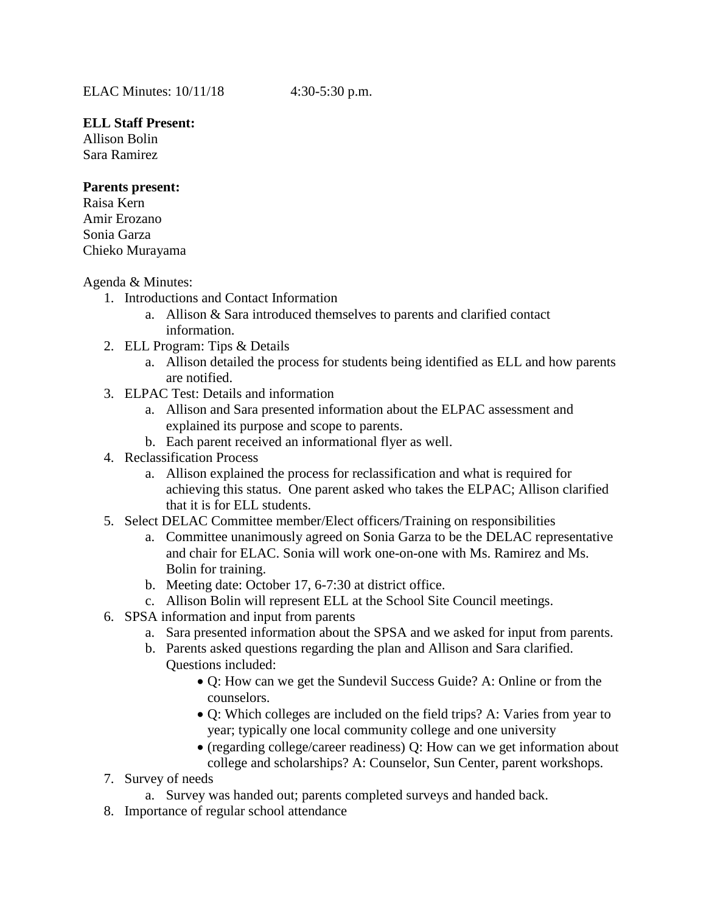ELAC Minutes: 10/11/18 4:30-5:30 p.m.

**ELL Staff Present:**
Allison Bolin
Sara Ramirez

**Parents present:**
Raisa Kern
Amir Erozano
Sonia Garza
Chieko Murayama

Agenda & Minutes:

1. Introductions and Contact Information
   a. Allison & Sara introduced themselves to parents and clarified contact information.
2. ELL Program: Tips & Details
   a. Allison detailed the process for students being identified as ELL and how parents are notified.
3. ELPAC Test: Details and information
   a. Allison and Sara presented information about the ELPAC assessment and explained its purpose and scope to parents.
   b. Each parent received an informational flyer as well.
4. Reclassification Process
   a. Allison explained the process for reclassification and what is required for achieving this status. One parent asked who takes the ELPAC; Allison clarified that it is for ELL students.
5. Select DELAC Committee member/Elect officers/Training on responsibilities
   a. Committee unanimously agreed on Sonia Garza to be the DELAC representative and chair for ELAC. Sonia will work one-on-one with Ms. Ramirez and Ms. Bolin for training.
   b. Meeting date: October 17, 6-7:30 at district office.
   c. Allison Bolin will represent ELL at the School Site Council meetings.
6. SPSA information and input from parents
   a. Sara presented information about the SPSA and we asked for input from parents.
   b. Parents asked questions regarding the plan and Allison and Sara clarified. Questions included:
      - Q: How can we get the Sundevil Success Guide? A: Online or from the counselors.
      - Q: Which colleges are included on the field trips? A: Varies from year to year; typically one local community college and one university
      - (regarding college/career readiness) Q: How can we get information about college and scholarships? A: Counselor, Sun Center, parent workshops.
7. Survey of needs
   a. Survey was handed out; parents completed surveys and handed back.
8. Importance of regular school attendance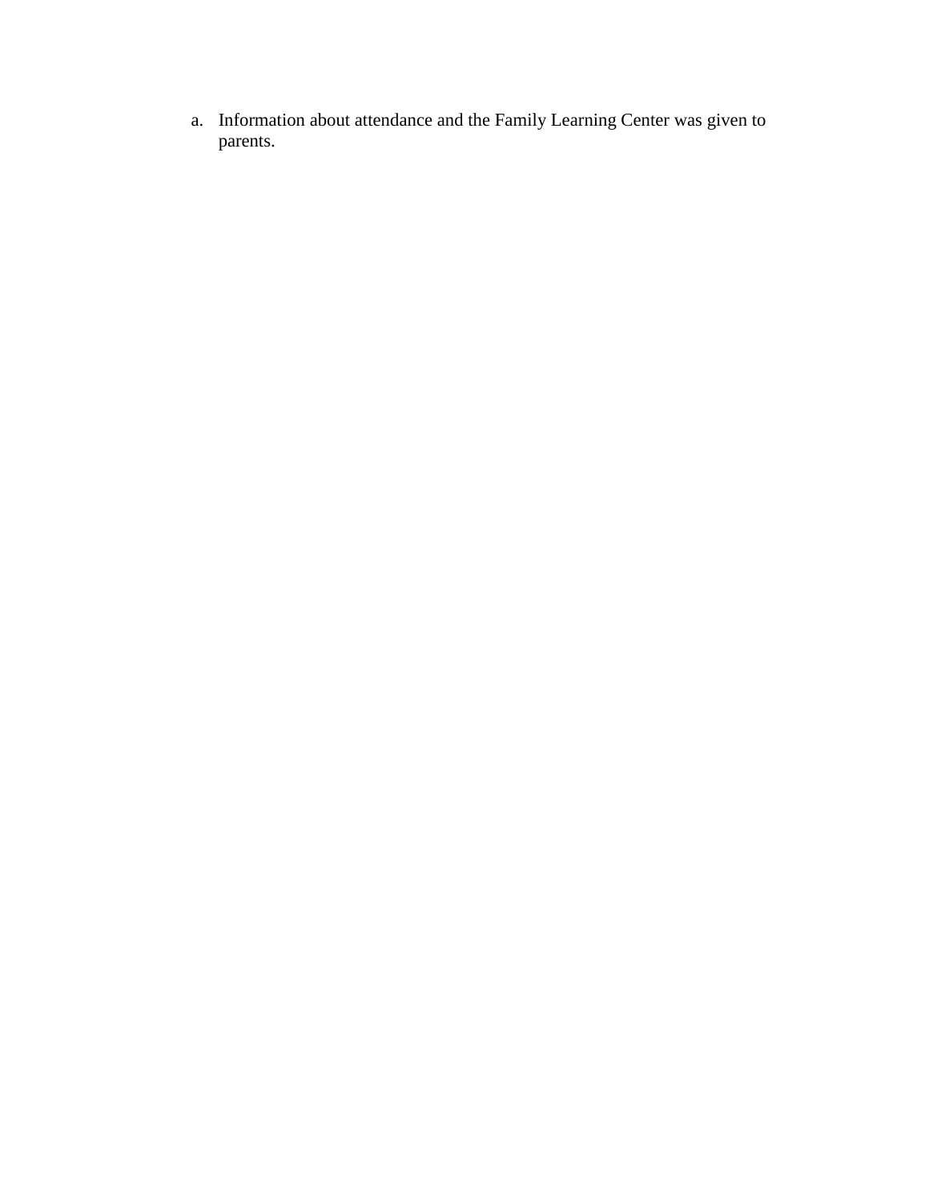a. Information about attendance and the Family Learning Center was given to parents.